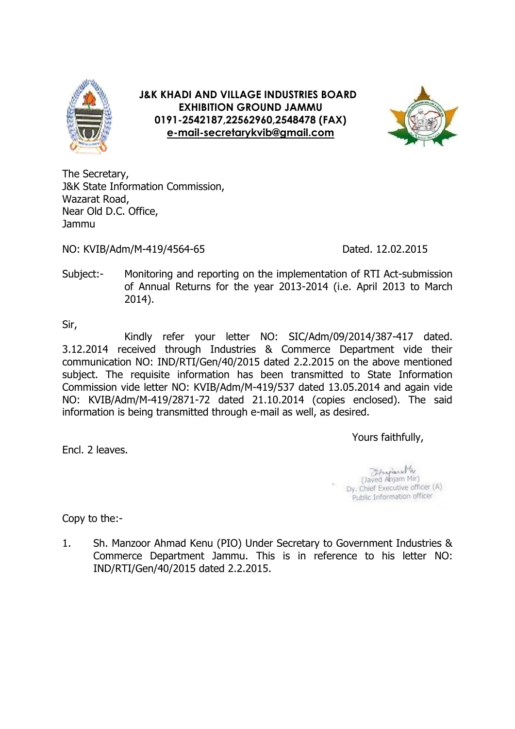**J&K KHADI AND VILLAGE INDUSTRIES BOARD**
**EXHIBITION GROUND JAMMU**
**0191-2542187,22562960,2548478 (FAX)**
**e-mail-secretarykvib@gmail.com**

The Secretary,
J&K State Information Commission,
Wazarat Road,
Near Old D.C. Office,
Jammu

NO: KVIB/Adm/M-419/4564-65 Dated. 12.02.2015

Subject:- Monitoring and reporting on the implementation of RTI Act-submission of Annual Returns for the year 2013-2014 (i.e. April 2013 to March 2014).

Sir,

Kindly refer your letter NO: SIC/Adm/09/2014/387-417 dated. 3.12.2014 received through Industries & Commerce Department vide their communication NO: IND/RTI/Gen/40/2015 dated 2.2.2015 on the above mentioned subject. The requisite information has been transmitted to State Information Commission vide letter NO: KVIB/Adm/M-419/537 dated 13.05.2014 and again vide NO: KVIB/Adm/M-419/2871-72 dated 21.10.2014 (copies enclosed). The said information is being transmitted through e-mail as well, as desired.

Yours faithfully,

Encl. 2 leaves.

(Javed Anjam Mir)
Dy. Chief Executive officer (A)
Public Information officer

Copy to the:-

1. Sh. Manzoor Ahmad Kenu (PIO) Under Secretary to Government Industries & Commerce Department Jammu. This is in reference to his letter NO: IND/RTI/Gen/40/2015 dated 2.2.2015.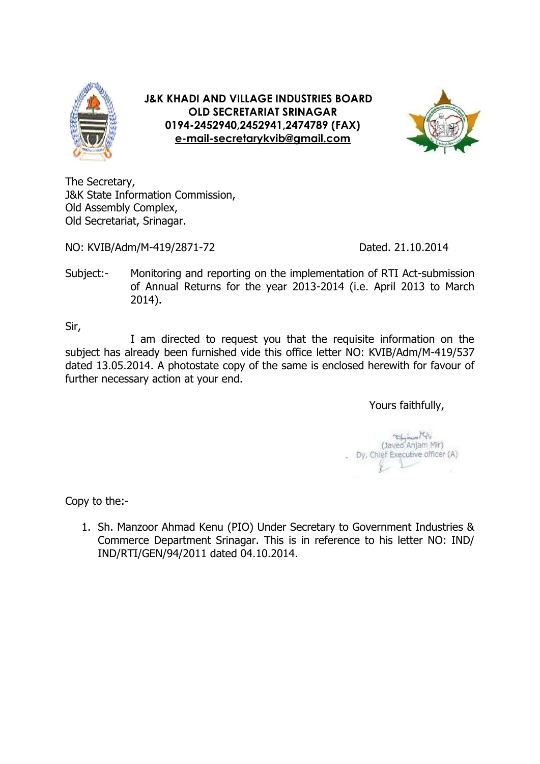**J&K KHADI AND VILLAGE INDUSTRIES BOARD**
**OLD SECRETARIAT SRINAGAR**
**0194-2452940,2452941,2474789 (FAX)**
**e-mail-secretarykvib@gmail.com**

The Secretary,
J&K State Information Commission,
Old Assembly Complex,
Old Secretariat, Srinagar.

NO: KVIB/Adm/M-419/2871-72 Dated. 21.10.2014

Subject:- Monitoring and reporting on the implementation of RTI Act-submission of Annual Returns for the year 2013-2014 (i.e. April 2013 to March 2014).

Sir,

I am directed to request you that the requisite information on the subject has already been furnished vide this office letter NO: KVIB/Adm/M-419/537 dated 13.05.2014. A photostate copy of the same is enclosed herewith for favour of further necessary action at your end.

Yours faithfully,

(Javed Anjam Mir)
Dy. Chief Executive officer (A)

Copy to the:-

1. Sh. Manzoor Ahmad Kenu (PIO) Under Secretary to Government Industries & Commerce Department Srinagar. This is in reference to his letter NO: IND/ IND/RTI/GEN/94/2011 dated 04.10.2014.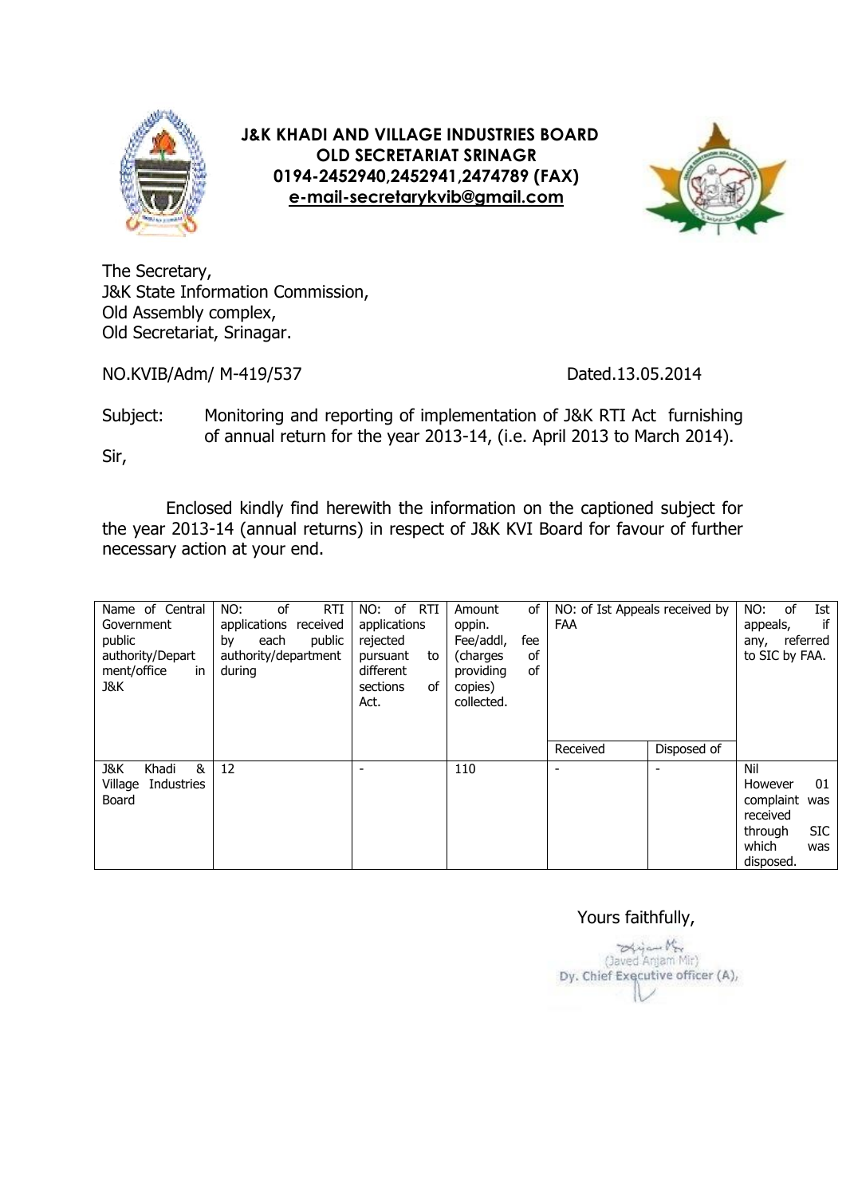**J&K KHADI AND VILLAGE INDUSTRIES BOARD**
**OLD SECRETARIAT SRINAGR**
**0194-2452940,2452941,2474789 (FAX)**
**e-mail-secretarykvib@gmail.com**

The Secretary,
J&K State Information Commission,
Old Assembly complex,
Old Secretariat, Srinagar.

NO.KVIB/Adm/ M-419/537 Dated.13.05.2014

Subject: Monitoring and reporting of implementation of J&K RTI Act furnishing of annual return for the year 2013-14, (i.e. April 2013 to March 2014).

Sir,

Enclosed kindly find herewith the information on the captioned subject for the year 2013-14 (annual returns) in respect of J&K KVI Board for favour of further necessary action at your end.

| Name of Central Government public authority/Department/office in J&K | NO: of RTI applications received by each public authority/department during | NO: of RTI applications rejected pursuant to different sections of Act. | Amount of oppin. Fee/addl, fee (charges of providing of copies) collected. | NO: of Ist Appeals received by FAA | | NO: of Ist appeals, if any, referred to SIC by FAA. |
|---|---|---|---|---|---|---|
| | | | | Received | Disposed of | |
| J&K Khadi & Village Industries Board | 12 | - | 110 | - | - | Nil However 01 complaint was received through SIC which was disposed. |

Yours faithfully,

(Javed Anjam Mir)
Dy. Chief Executive officer (A),